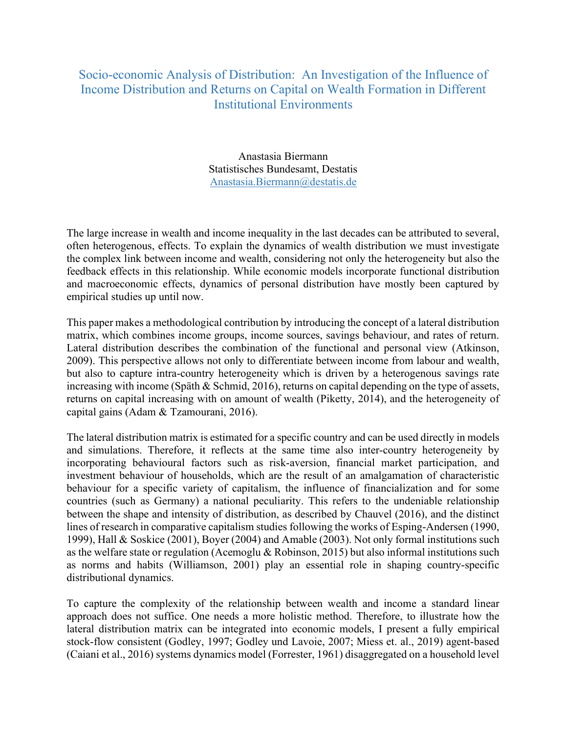# Socio-economic Analysis of Distribution: An Investigation of the Influence of Income Distribution and Returns on Capital on Wealth Formation in Different Institutional Environments

Anastasia Biermann
Statistisches Bundesamt, Destatis
Anastasia.Biermann@destatis.de

The large increase in wealth and income inequality in the last decades can be attributed to several, often heterogenous, effects. To explain the dynamics of wealth distribution we must investigate the complex link between income and wealth, considering not only the heterogeneity but also the feedback effects in this relationship. While economic models incorporate functional distribution and macroeconomic effects, dynamics of personal distribution have mostly been captured by empirical studies up until now.

This paper makes a methodological contribution by introducing the concept of a lateral distribution matrix, which combines income groups, income sources, savings behaviour, and rates of return. Lateral distribution describes the combination of the functional and personal view (Atkinson, 2009). This perspective allows not only to differentiate between income from labour and wealth, but also to capture intra-country heterogeneity which is driven by a heterogenous savings rate increasing with income (Späth & Schmid, 2016), returns on capital depending on the type of assets, returns on capital increasing with on amount of wealth (Piketty, 2014), and the heterogeneity of capital gains (Adam & Tzamourani, 2016).

The lateral distribution matrix is estimated for a specific country and can be used directly in models and simulations. Therefore, it reflects at the same time also inter-country heterogeneity by incorporating behavioural factors such as risk-aversion, financial market participation, and investment behaviour of households, which are the result of an amalgamation of characteristic behaviour for a specific variety of capitalism, the influence of financialization and for some countries (such as Germany) a national peculiarity. This refers to the undeniable relationship between the shape and intensity of distribution, as described by Chauvel (2016), and the distinct lines of research in comparative capitalism studies following the works of Esping-Andersen (1990, 1999), Hall & Soskice (2001), Boyer (2004) and Amable (2003). Not only formal institutions such as the welfare state or regulation (Acemoglu & Robinson, 2015) but also informal institutions such as norms and habits (Williamson, 2001) play an essential role in shaping country-specific distributional dynamics.

To capture the complexity of the relationship between wealth and income a standard linear approach does not suffice. One needs a more holistic method. Therefore, to illustrate how the lateral distribution matrix can be integrated into economic models, I present a fully empirical stock-flow consistent (Godley, 1997; Godley und Lavoie, 2007; Miess et. al., 2019) agent-based (Caiani et al., 2016) systems dynamics model (Forrester, 1961) disaggregated on a household level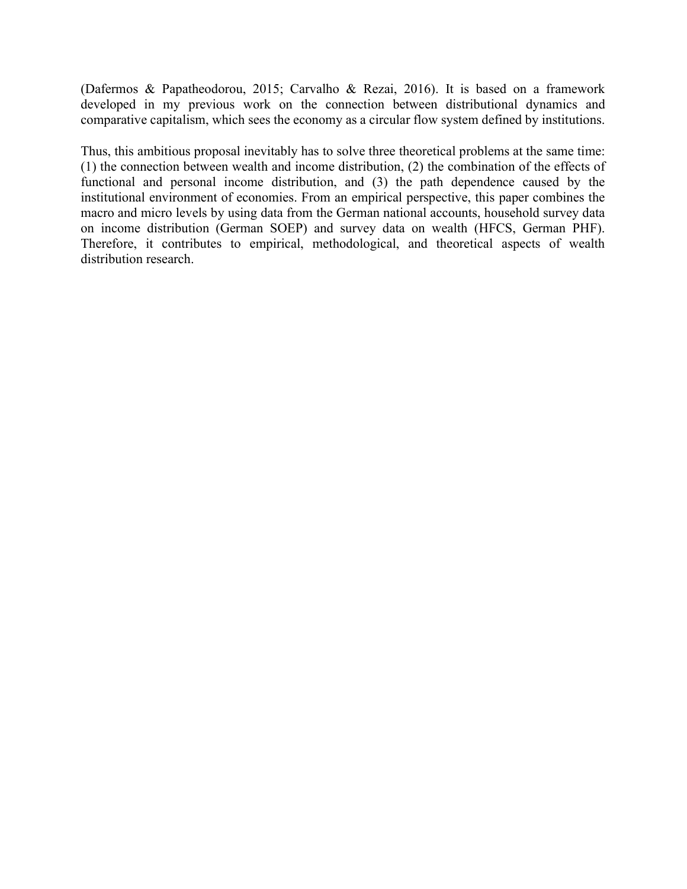(Dafermos & Papatheodorou, 2015; Carvalho & Rezai, 2016). It is based on a framework developed in my previous work on the connection between distributional dynamics and comparative capitalism, which sees the economy as a circular flow system defined by institutions.

Thus, this ambitious proposal inevitably has to solve three theoretical problems at the same time: (1) the connection between wealth and income distribution, (2) the combination of the effects of functional and personal income distribution, and (3) the path dependence caused by the institutional environment of economies. From an empirical perspective, this paper combines the macro and micro levels by using data from the German national accounts, household survey data on income distribution (German SOEP) and survey data on wealth (HFCS, German PHF). Therefore, it contributes to empirical, methodological, and theoretical aspects of wealth distribution research.